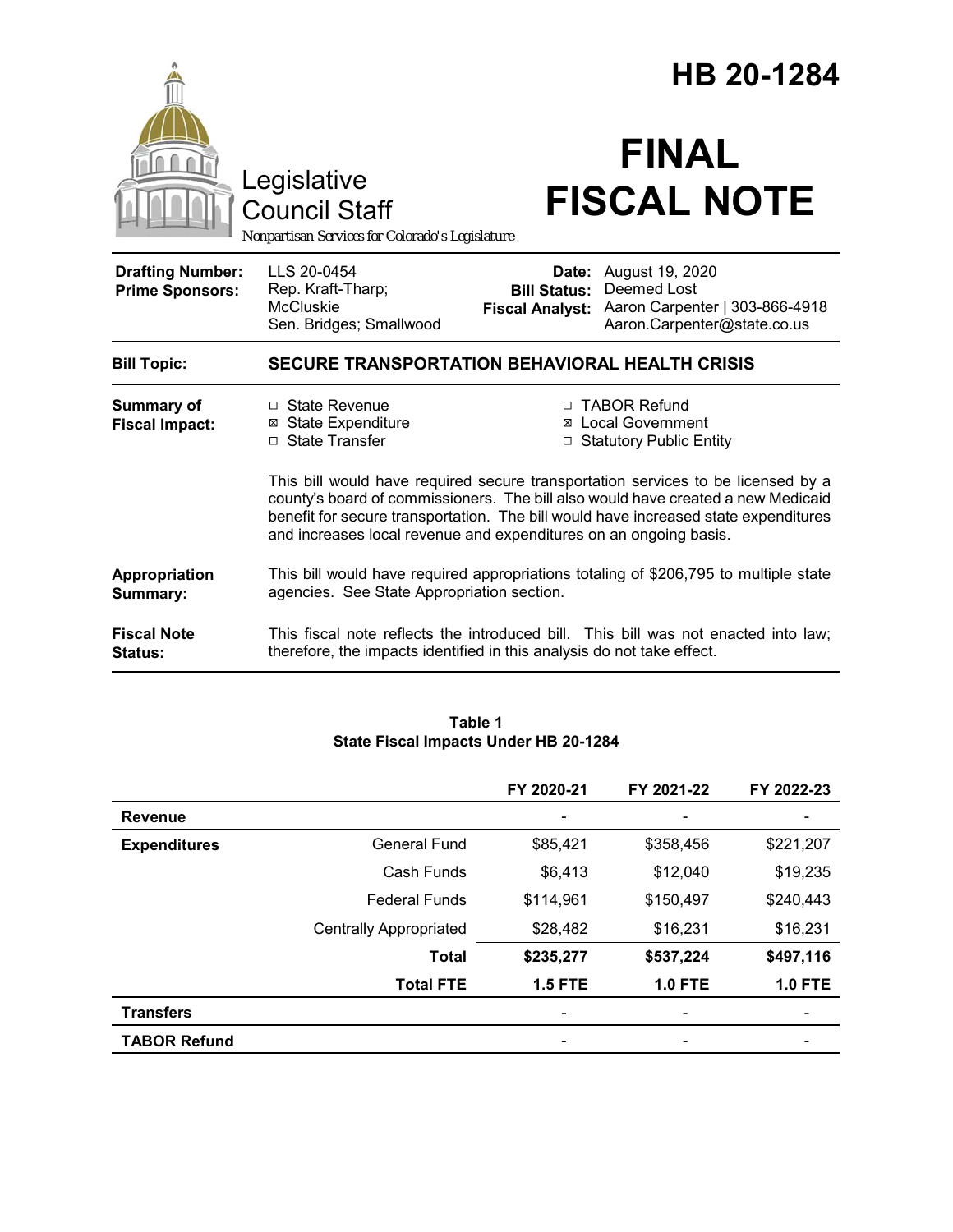# HB 20-1284

# FINAL FISCAL NOTE

Legislative Council Staff

*Nonpartisan Services for Colorado's Legislature*

| | | | |
|---|---|---|---|
| **Drafting Number:** | LLS 20-0454 | **Date:** | August 19, 2020 |
| **Prime Sponsors:** | Rep. Kraft-Tharp; McCluskie<br>Sen. Bridges; Smallwood | **Bill Status:** | Deemed Lost |
| | | **Fiscal Analyst:** | Aaron Carpenter \| 303-866-4918<br>Aaron.Carpenter@state.co.us |

| | |
|---|---|
| **Bill Topic:** | **SECURE TRANSPORTATION BEHAVIORAL HEALTH CRISIS** |
| **Summary of Fiscal Impact:** | ☐ State Revenue<br>☒ State Expenditure<br>☐ State Transfer<br>☐ TABOR Refund<br>☒ Local Government<br>☐ Statutory Public Entity<br><br>This bill would have required secure transportation services to be licensed by a county's board of commissioners. The bill also would have created a new Medicaid benefit for secure transportation. The bill would have increased state expenditures and increases local revenue and expenditures on an ongoing basis. |
| **Appropriation Summary:** | This bill would have required appropriations totaling of $206,795 to multiple state agencies. See State Appropriation section. |
| **Fiscal Note Status:** | This fiscal note reflects the introduced bill. This bill was not enacted into law; therefore, the impacts identified in this analysis do not take effect. |

**Table 1**
**State Fiscal Impacts Under HB 20-1284**

| | | FY 2020-21 | FY 2021-22 | FY 2022-23 |
|---|---|---|---|---|
| **Revenue** | | - | - | - |
| **Expenditures** | General Fund | $85,421 | $358,456 | $221,207 |
| | Cash Funds | $6,413 | $12,040 | $19,235 |
| | Federal Funds | $114,961 | $150,497 | $240,443 |
| | Centrally Appropriated | $28,482 | $16,231 | $16,231 |
| | **Total** | **$235,277** | **$537,224** | **$497,116** |
| | **Total FTE** | **1.5 FTE** | **1.0 FTE** | **1.0 FTE** |
| **Transfers** | | - | - | - |
| **TABOR Refund** | | - | - | - |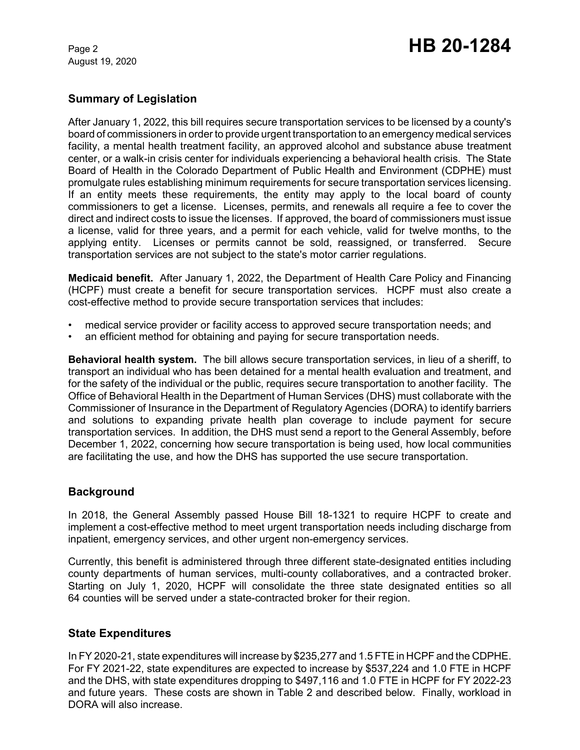## Summary of Legislation

After January 1, 2022, this bill requires secure transportation services to be licensed by a county's board of commissioners in order to provide urgent transportation to an emergency medical services facility, a mental health treatment facility, an approved alcohol and substance abuse treatment center, or a walk-in crisis center for individuals experiencing a behavioral health crisis. The State Board of Health in the Colorado Department of Public Health and Environment (CDPHE) must promulgate rules establishing minimum requirements for secure transportation services licensing. If an entity meets these requirements, the entity may apply to the local board of county commissioners to get a license. Licenses, permits, and renewals all require a fee to cover the direct and indirect costs to issue the licenses. If approved, the board of commissioners must issue a license, valid for three years, and a permit for each vehicle, valid for twelve months, to the applying entity. Licenses or permits cannot be sold, reassigned, or transferred. Secure transportation services are not subject to the state's motor carrier regulations.

**Medicaid benefit.** After January 1, 2022, the Department of Health Care Policy and Financing (HCPF) must create a benefit for secure transportation services. HCPF must also create a cost-effective method to provide secure transportation services that includes:

- medical service provider or facility access to approved secure transportation needs; and
- an efficient method for obtaining and paying for secure transportation needs.

**Behavioral health system.** The bill allows secure transportation services, in lieu of a sheriff, to transport an individual who has been detained for a mental health evaluation and treatment, and for the safety of the individual or the public, requires secure transportation to another facility. The Office of Behavioral Health in the Department of Human Services (DHS) must collaborate with the Commissioner of Insurance in the Department of Regulatory Agencies (DORA) to identify barriers and solutions to expanding private health plan coverage to include payment for secure transportation services. In addition, the DHS must send a report to the General Assembly, before December 1, 2022, concerning how secure transportation is being used, how local communities are facilitating the use, and how the DHS has supported the use secure transportation.

## Background

In 2018, the General Assembly passed House Bill 18-1321 to require HCPF to create and implement a cost-effective method to meet urgent transportation needs including discharge from inpatient, emergency services, and other urgent non-emergency services.

Currently, this benefit is administered through three different state-designated entities including county departments of human services, multi-county collaboratives, and a contracted broker. Starting on July 1, 2020, HCPF will consolidate the three state designated entities so all 64 counties will be served under a state-contracted broker for their region.

## State Expenditures

In FY 2020-21, state expenditures will increase by $235,277 and 1.5 FTE in HCPF and the CDPHE. For FY 2021-22, state expenditures are expected to increase by $537,224 and 1.0 FTE in HCPF and the DHS, with state expenditures dropping to $497,116 and 1.0 FTE in HCPF for FY 2022-23 and future years. These costs are shown in Table 2 and described below. Finally, workload in DORA will also increase.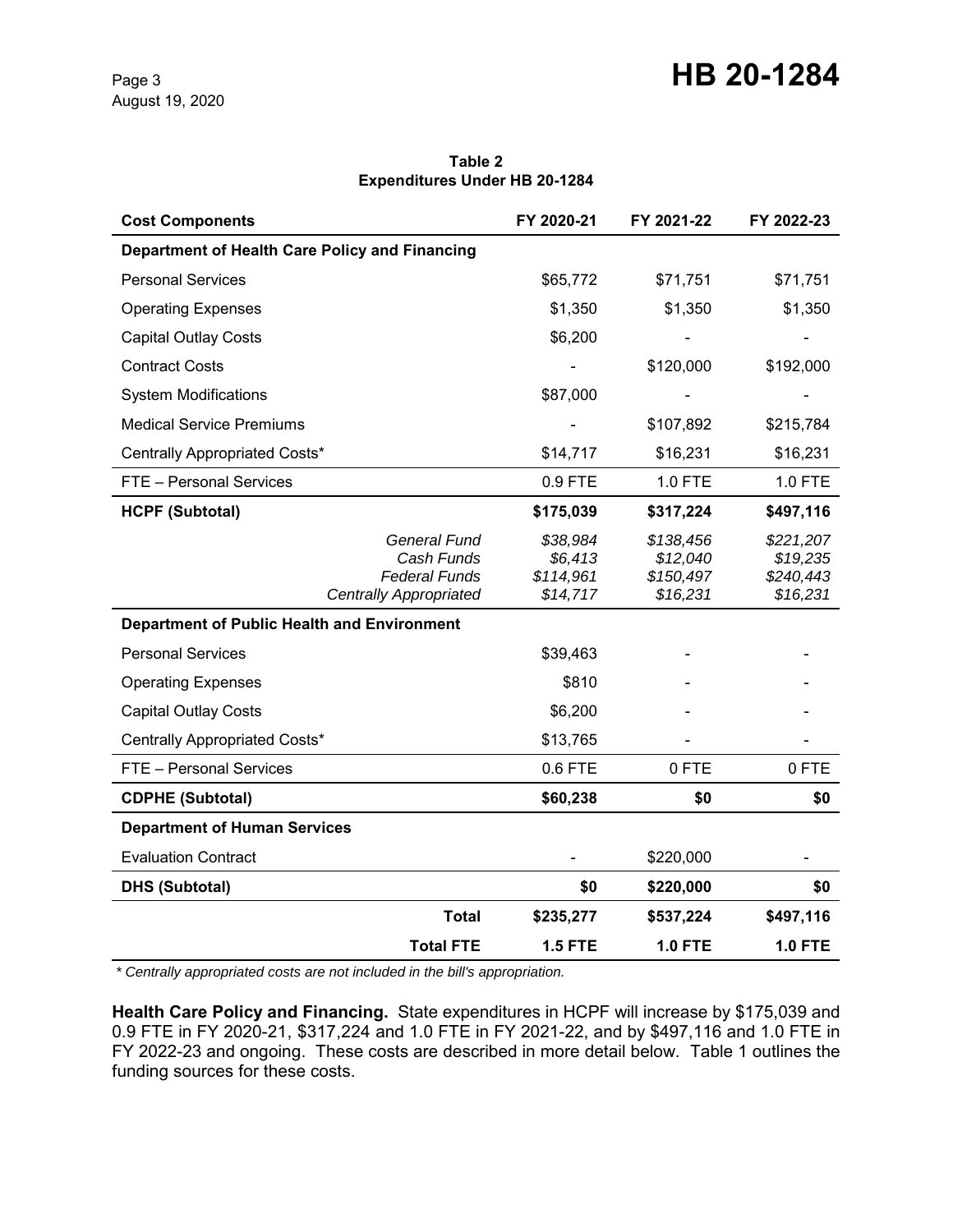**Table 2**
**Expenditures Under HB 20-1284**

| Cost Components | FY 2020-21 | FY 2021-22 | FY 2022-23 |
|---|---|---|---|
| **Department of Health Care Policy and Financing** | | | |
| Personal Services | $65,772 | $71,751 | $71,751 |
| Operating Expenses | $1,350 | $1,350 | $1,350 |
| Capital Outlay Costs | $6,200 | - | - |
| Contract Costs | - | $120,000 | $192,000 |
| System Modifications | $87,000 | - | - |
| Medical Service Premiums | - | $107,892 | $215,784 |
| Centrally Appropriated Costs* | $14,717 | $16,231 | $16,231 |
| FTE – Personal Services | 0.9 FTE | 1.0 FTE | 1.0 FTE |
| **HCPF (Subtotal)** | **$175,039** | **$317,224** | **$497,116** |
| *General Fund* | *$38,984* | *$138,456* | *$221,207* |
| *Cash Funds* | *$6,413* | *$12,040* | *$19,235* |
| *Federal Funds* | *$114,961* | *$150,497* | *$240,443* |
| *Centrally Appropriated* | *$14,717* | *$16,231* | *$16,231* |
| **Department of Public Health and Environment** | | | |
| Personal Services | $39,463 | - | - |
| Operating Expenses | $810 | - | - |
| Capital Outlay Costs | $6,200 | - | - |
| Centrally Appropriated Costs* | $13,765 | - | - |
| FTE – Personal Services | 0.6 FTE | 0 FTE | 0 FTE |
| **CDPHE (Subtotal)** | **$60,238** | **$0** | **$0** |
| **Department of Human Services** | | | |
| Evaluation Contract | - | $220,000 | - |
| **DHS (Subtotal)** | **$0** | **$220,000** | **$0** |
| **Total** | **$235,277** | **$537,224** | **$497,116** |
| **Total FTE** | **1.5 FTE** | **1.0 FTE** | **1.0 FTE** |

*\* Centrally appropriated costs are not included in the bill's appropriation.*

**Health Care Policy and Financing.** State expenditures in HCPF will increase by $175,039 and 0.9 FTE in FY 2020-21, $317,224 and 1.0 FTE in FY 2021-22, and by $497,116 and 1.0 FTE in FY 2022-23 and ongoing. These costs are described in more detail below. Table 1 outlines the funding sources for these costs.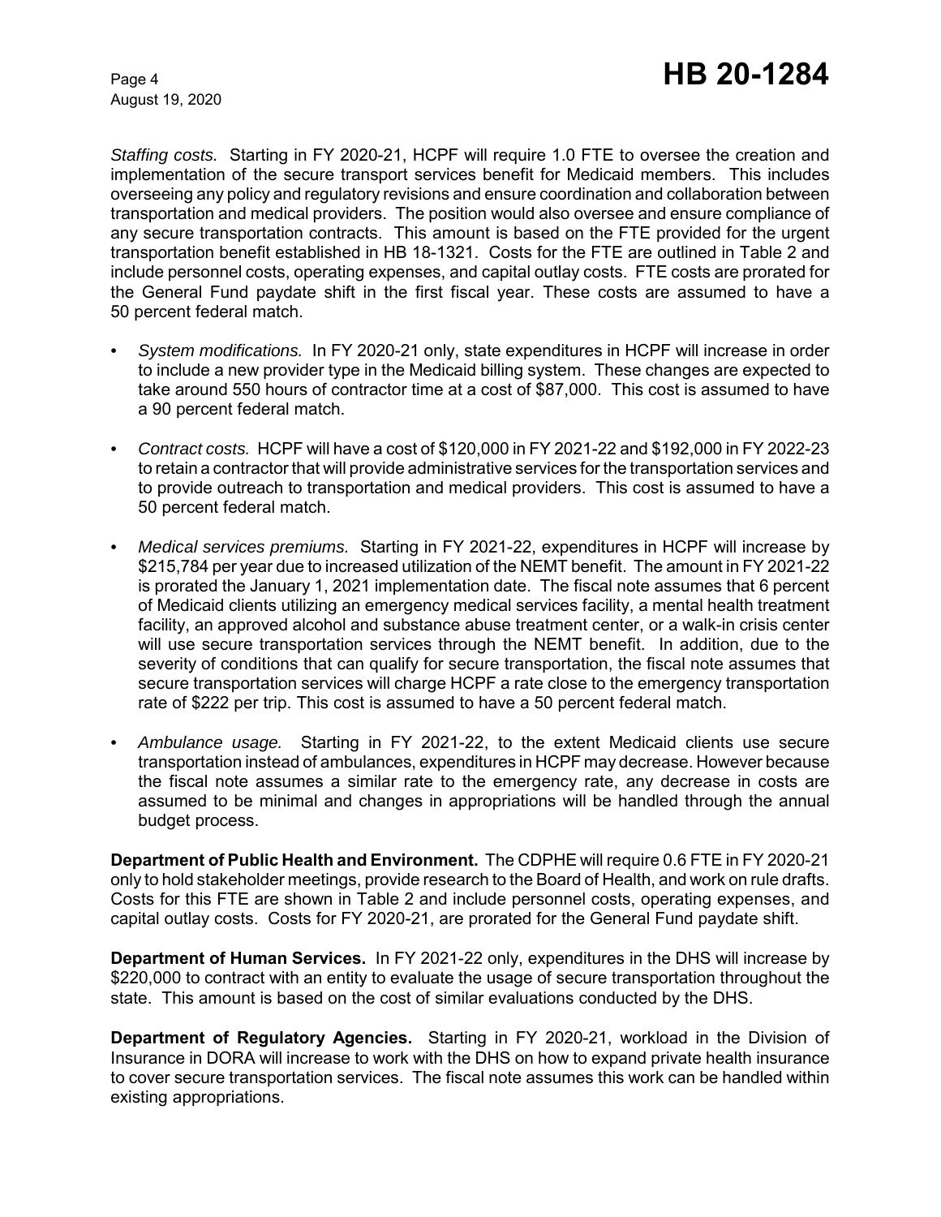*Staffing costs.* Starting in FY 2020-21, HCPF will require 1.0 FTE to oversee the creation and implementation of the secure transport services benefit for Medicaid members. This includes overseeing any policy and regulatory revisions and ensure coordination and collaboration between transportation and medical providers. The position would also oversee and ensure compliance of any secure transportation contracts. This amount is based on the FTE provided for the urgent transportation benefit established in HB 18-1321. Costs for the FTE are outlined in Table 2 and include personnel costs, operating expenses, and capital outlay costs. FTE costs are prorated for the General Fund paydate shift in the first fiscal year. These costs are assumed to have a 50 percent federal match.

- *System modifications.* In FY 2020-21 only, state expenditures in HCPF will increase in order to include a new provider type in the Medicaid billing system. These changes are expected to take around 550 hours of contractor time at a cost of $87,000. This cost is assumed to have a 90 percent federal match.
- *Contract costs.* HCPF will have a cost of $120,000 in FY 2021-22 and $192,000 in FY 2022-23 to retain a contractor that will provide administrative services for the transportation services and to provide outreach to transportation and medical providers. This cost is assumed to have a 50 percent federal match.
- *Medical services premiums.* Starting in FY 2021-22, expenditures in HCPF will increase by $215,784 per year due to increased utilization of the NEMT benefit. The amount in FY 2021-22 is prorated the January 1, 2021 implementation date. The fiscal note assumes that 6 percent of Medicaid clients utilizing an emergency medical services facility, a mental health treatment facility, an approved alcohol and substance abuse treatment center, or a walk-in crisis center will use secure transportation services through the NEMT benefit. In addition, due to the severity of conditions that can qualify for secure transportation, the fiscal note assumes that secure transportation services will charge HCPF a rate close to the emergency transportation rate of $222 per trip. This cost is assumed to have a 50 percent federal match.
- *Ambulance usage.* Starting in FY 2021-22, to the extent Medicaid clients use secure transportation instead of ambulances, expenditures in HCPF may decrease. However because the fiscal note assumes a similar rate to the emergency rate, any decrease in costs are assumed to be minimal and changes in appropriations will be handled through the annual budget process.

**Department of Public Health and Environment.** The CDPHE will require 0.6 FTE in FY 2020-21 only to hold stakeholder meetings, provide research to the Board of Health, and work on rule drafts. Costs for this FTE are shown in Table 2 and include personnel costs, operating expenses, and capital outlay costs. Costs for FY 2020-21, are prorated for the General Fund paydate shift.

**Department of Human Services.** In FY 2021-22 only, expenditures in the DHS will increase by $220,000 to contract with an entity to evaluate the usage of secure transportation throughout the state. This amount is based on the cost of similar evaluations conducted by the DHS.

**Department of Regulatory Agencies.** Starting in FY 2020-21, workload in the Division of Insurance in DORA will increase to work with the DHS on how to expand private health insurance to cover secure transportation services. The fiscal note assumes this work can be handled within existing appropriations.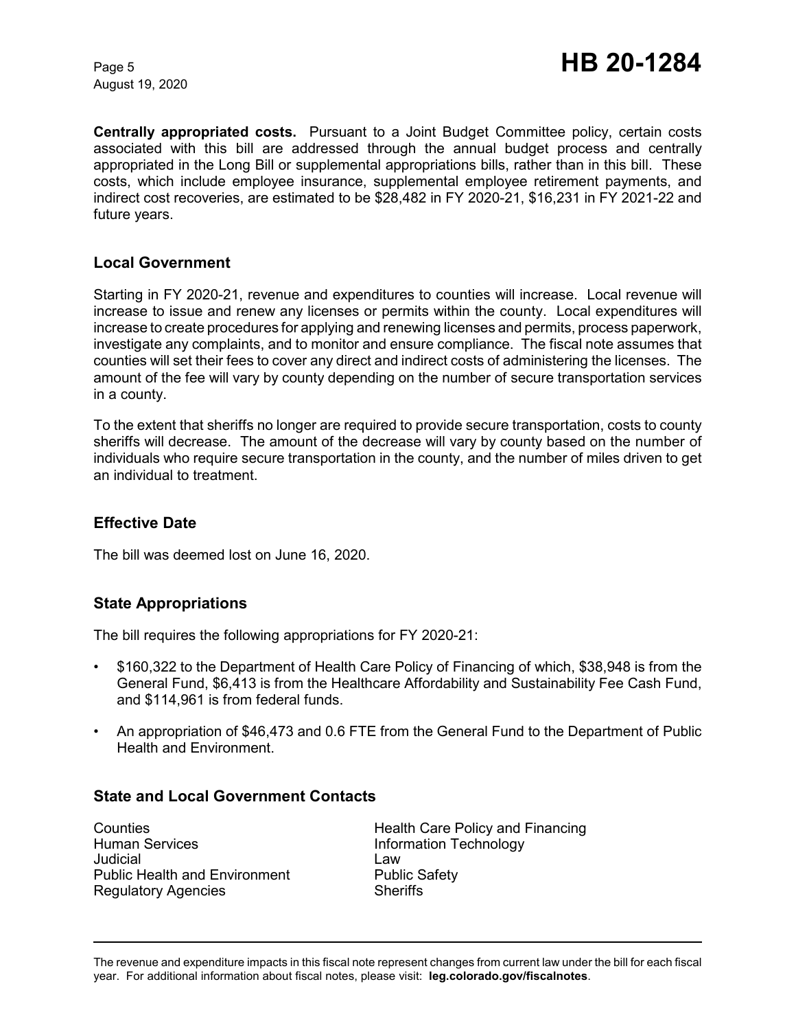**Centrally appropriated costs.** Pursuant to a Joint Budget Committee policy, certain costs associated with this bill are addressed through the annual budget process and centrally appropriated in the Long Bill or supplemental appropriations bills, rather than in this bill. These costs, which include employee insurance, supplemental employee retirement payments, and indirect cost recoveries, are estimated to be $28,482 in FY 2020-21, $16,231 in FY 2021-22 and future years.

## Local Government

Starting in FY 2020-21, revenue and expenditures to counties will increase. Local revenue will increase to issue and renew any licenses or permits within the county. Local expenditures will increase to create procedures for applying and renewing licenses and permits, process paperwork, investigate any complaints, and to monitor and ensure compliance. The fiscal note assumes that counties will set their fees to cover any direct and indirect costs of administering the licenses. The amount of the fee will vary by county depending on the number of secure transportation services in a county.

To the extent that sheriffs no longer are required to provide secure transportation, costs to county sheriffs will decrease. The amount of the decrease will vary by county based on the number of individuals who require secure transportation in the county, and the number of miles driven to get an individual to treatment.

## Effective Date

The bill was deemed lost on June 16, 2020.

## State Appropriations

The bill requires the following appropriations for FY 2020-21:

- $160,322 to the Department of Health Care Policy of Financing of which, $38,948 is from the General Fund, $6,413 is from the Healthcare Affordability and Sustainability Fee Cash Fund, and $114,961 is from federal funds.
- An appropriation of $46,473 and 0.6 FTE from the General Fund to the Department of Public Health and Environment.

## State and Local Government Contacts

| | |
|---|---|
| Counties | Health Care Policy and Financing |
| Human Services | Information Technology |
| Judicial | Law |
| Public Health and Environment | Public Safety |
| Regulatory Agencies | Sheriffs |

The revenue and expenditure impacts in this fiscal note represent changes from current law under the bill for each fiscal year. For additional information about fiscal notes, please visit: **leg.colorado.gov/fiscalnotes**.